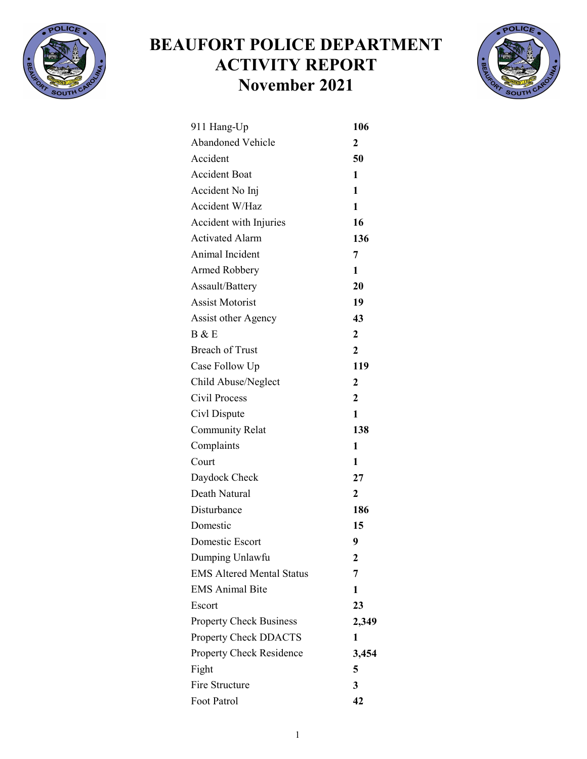# BEAUFORT POLICE DEPARTMENT ACTIVITY REPORT
# November 2021

| | |
|---|---|
| 911 Hang-Up | **106** |
| Abandoned Vehicle | **2** |
| Accident | **50** |
| Accident Boat | **1** |
| Accident No Inj | **1** |
| Accident W/Haz | **1** |
| Accident with Injuries | **16** |
| Activated Alarm | **136** |
| Animal Incident | **7** |
| Armed Robbery | **1** |
| Assault/Battery | **20** |
| Assist Motorist | **19** |
| Assist other Agency | **43** |
| B & E | **2** |
| Breach of Trust | **2** |
| Case Follow Up | **119** |
| Child Abuse/Neglect | **2** |
| Civil Process | **2** |
| Civl Dispute | **1** |
| Community Relat | **138** |
| Complaints | **1** |
| Court | **1** |
| Daydock Check | **27** |
| Death Natural | **2** |
| Disturbance | **186** |
| Domestic | **15** |
| Domestic Escort | **9** |
| Dumping Unlawfu | **2** |
| EMS Altered Mental Status | **7** |
| EMS Animal Bite | **1** |
| Escort | **23** |
| Property Check Business | **2,349** |
| Property Check DDACTS | **1** |
| Property Check Residence | **3,454** |
| Fight | **5** |
| Fire Structure | **3** |
| Foot Patrol | **42** |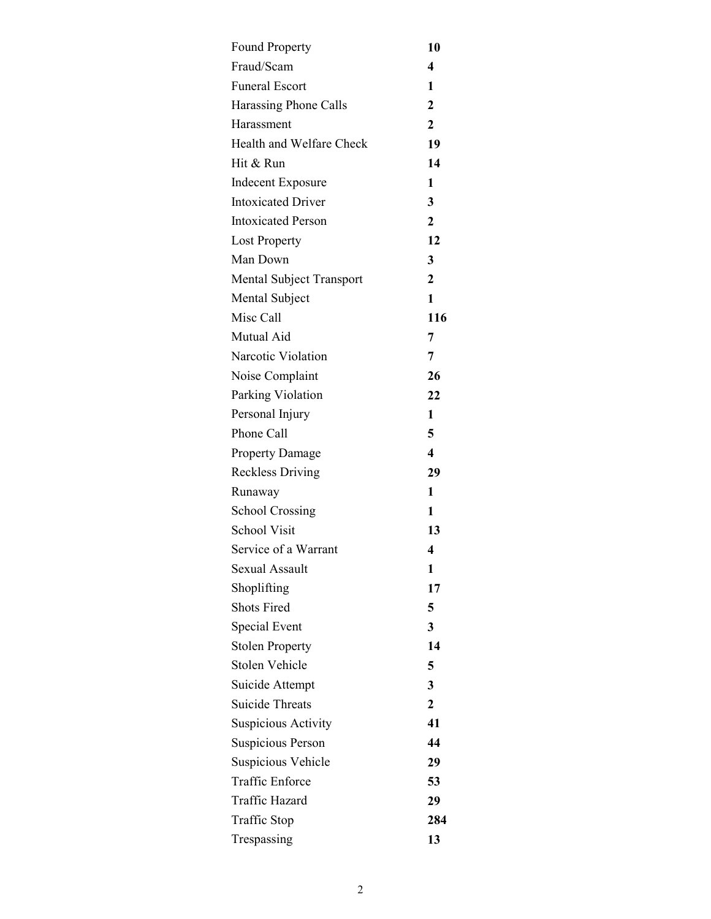| | |
|---|---|
| Found Property | **10** |
| Fraud/Scam | **4** |
| Funeral Escort | **1** |
| Harassing Phone Calls | **2** |
| Harassment | **2** |
| Health and Welfare Check | **19** |
| Hit & Run | **14** |
| Indecent Exposure | **1** |
| Intoxicated Driver | **3** |
| Intoxicated Person | **2** |
| Lost Property | **12** |
| Man Down | **3** |
| Mental Subject Transport | **2** |
| Mental Subject | **1** |
| Misc Call | **116** |
| Mutual Aid | **7** |
| Narcotic Violation | **7** |
| Noise Complaint | **26** |
| Parking Violation | **22** |
| Personal Injury | **1** |
| Phone Call | **5** |
| Property Damage | **4** |
| Reckless Driving | **29** |
| Runaway | **1** |
| School Crossing | **1** |
| School Visit | **13** |
| Service of a Warrant | **4** |
| Sexual Assault | **1** |
| Shoplifting | **17** |
| Shots Fired | **5** |
| Special Event | **3** |
| Stolen Property | **14** |
| Stolen Vehicle | **5** |
| Suicide Attempt | **3** |
| Suicide Threats | **2** |
| Suspicious Activity | **41** |
| Suspicious Person | **44** |
| Suspicious Vehicle | **29** |
| Traffic Enforce | **53** |
| Traffic Hazard | **29** |
| Traffic Stop | **284** |
| Trespassing | **13** |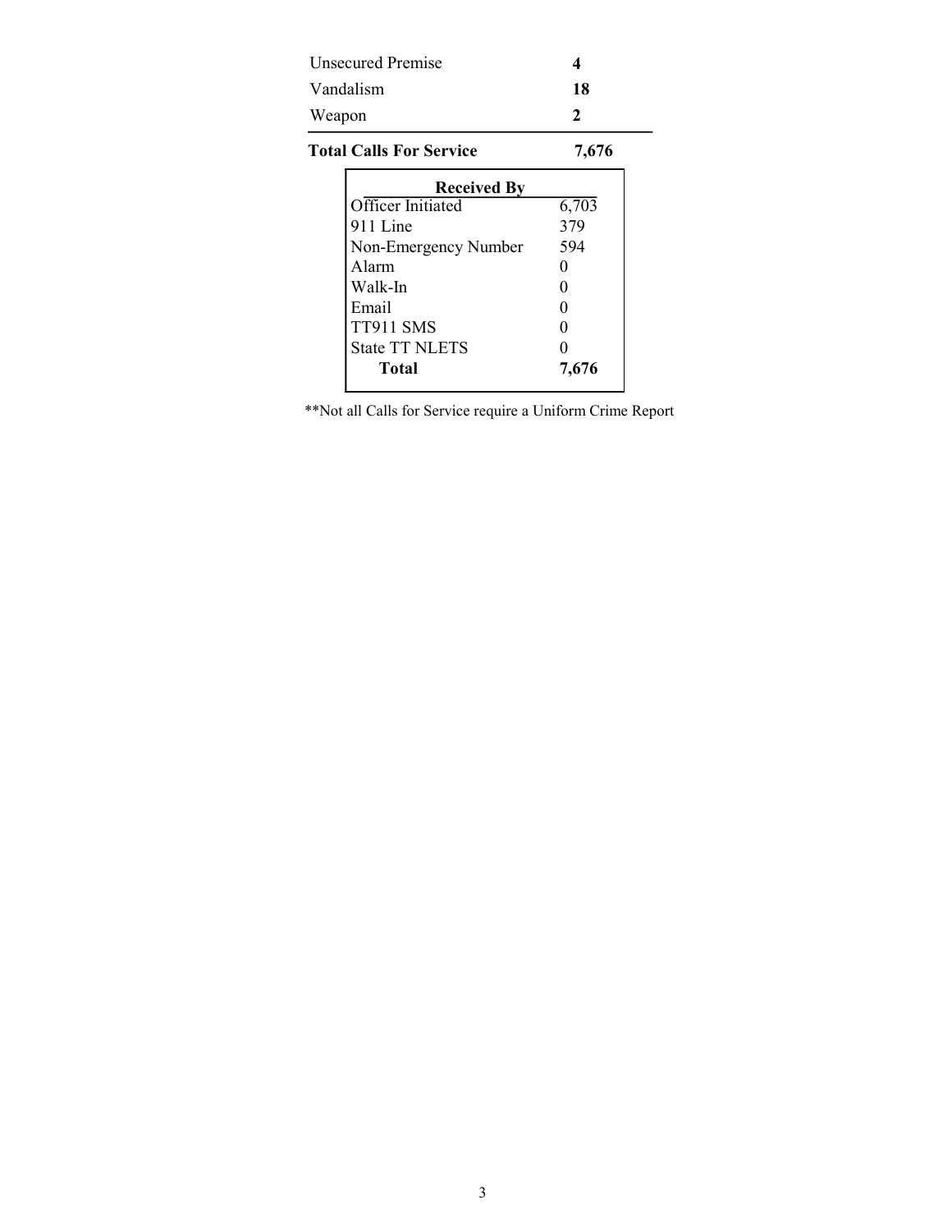| | |
|---|---|
| Unsecured Premise | **4** |
| Vandalism | **18** |
| Weapon | **2** |
| **Total Calls For Service** | **7,676** |

| Received By | |
|---|---|
| Officer Initiated | 6,703 |
| 911 Line | 379 |
| Non-Emergency Number | 594 |
| Alarm | 0 |
| Walk-In | 0 |
| Email | 0 |
| TT911 SMS | 0 |
| State TT NLETS | 0 |
| **Total** | **7,676** |

**Not all Calls for Service require a Uniform Crime Report